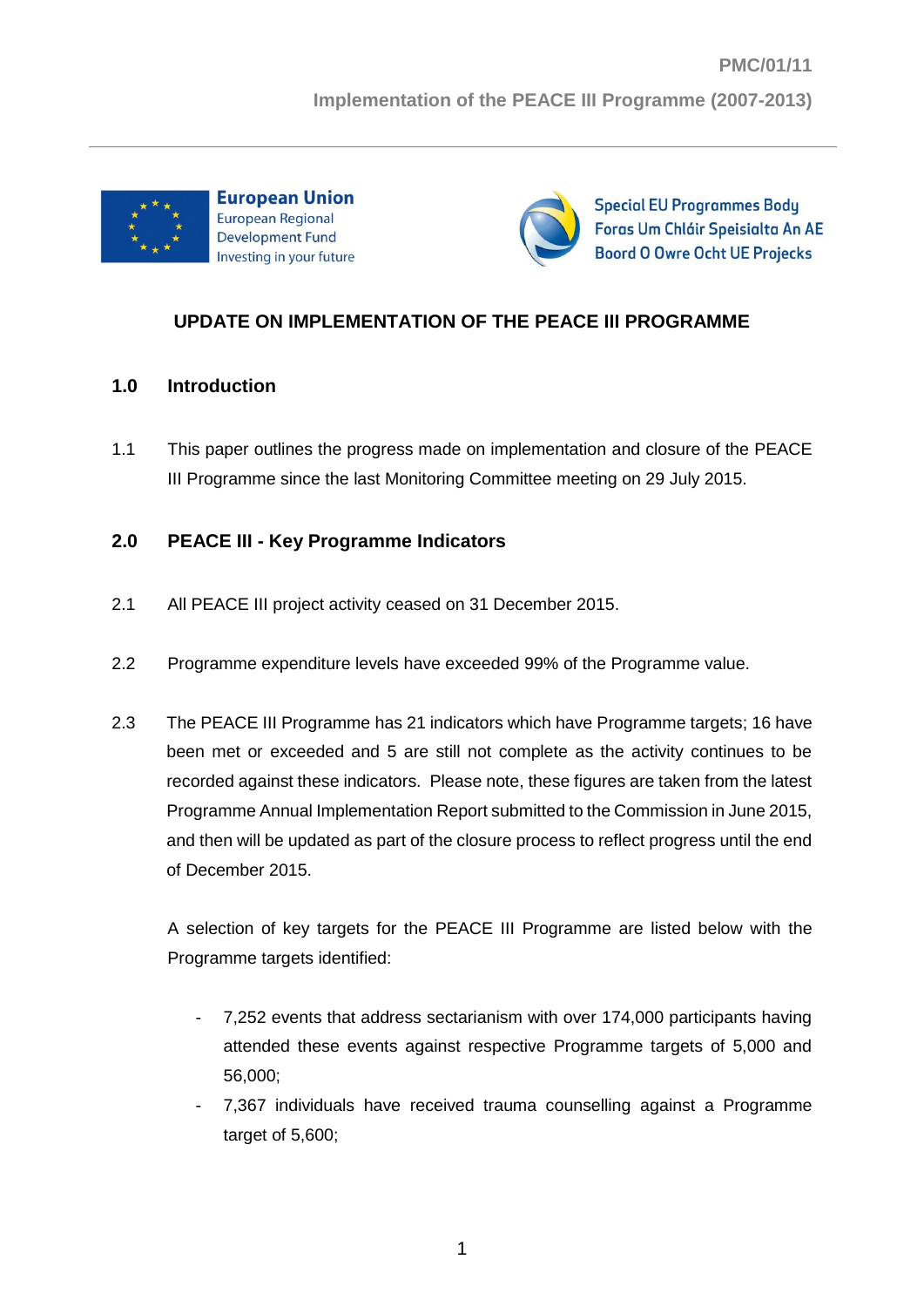PMC/01/11

Implementation of the PEACE III Programme (2007-2013)

European Union
European Regional Development Fund
Investing in your future

Special EU Programmes Body
Foras Um Chláir Speisialta An AE
Boord O Owre Ocht UE Projecks

# UPDATE ON IMPLEMENTATION OF THE PEACE III PROGRAMME

## 1.0 Introduction

1.1 This paper outlines the progress made on implementation and closure of the PEACE III Programme since the last Monitoring Committee meeting on 29 July 2015.

## 2.0 PEACE III - Key Programme Indicators

2.1 All PEACE III project activity ceased on 31 December 2015.

2.2 Programme expenditure levels have exceeded 99% of the Programme value.

2.3 The PEACE III Programme has 21 indicators which have Programme targets; 16 have been met or exceeded and 5 are still not complete as the activity continues to be recorded against these indicators. Please note, these figures are taken from the latest Programme Annual Implementation Report submitted to the Commission in June 2015, and then will be updated as part of the closure process to reflect progress until the end of December 2015.

A selection of key targets for the PEACE III Programme are listed below with the Programme targets identified:

- 7,252 events that address sectarianism with over 174,000 participants having attended these events against respective Programme targets of 5,000 and 56,000;
- 7,367 individuals have received trauma counselling against a Programme target of 5,600;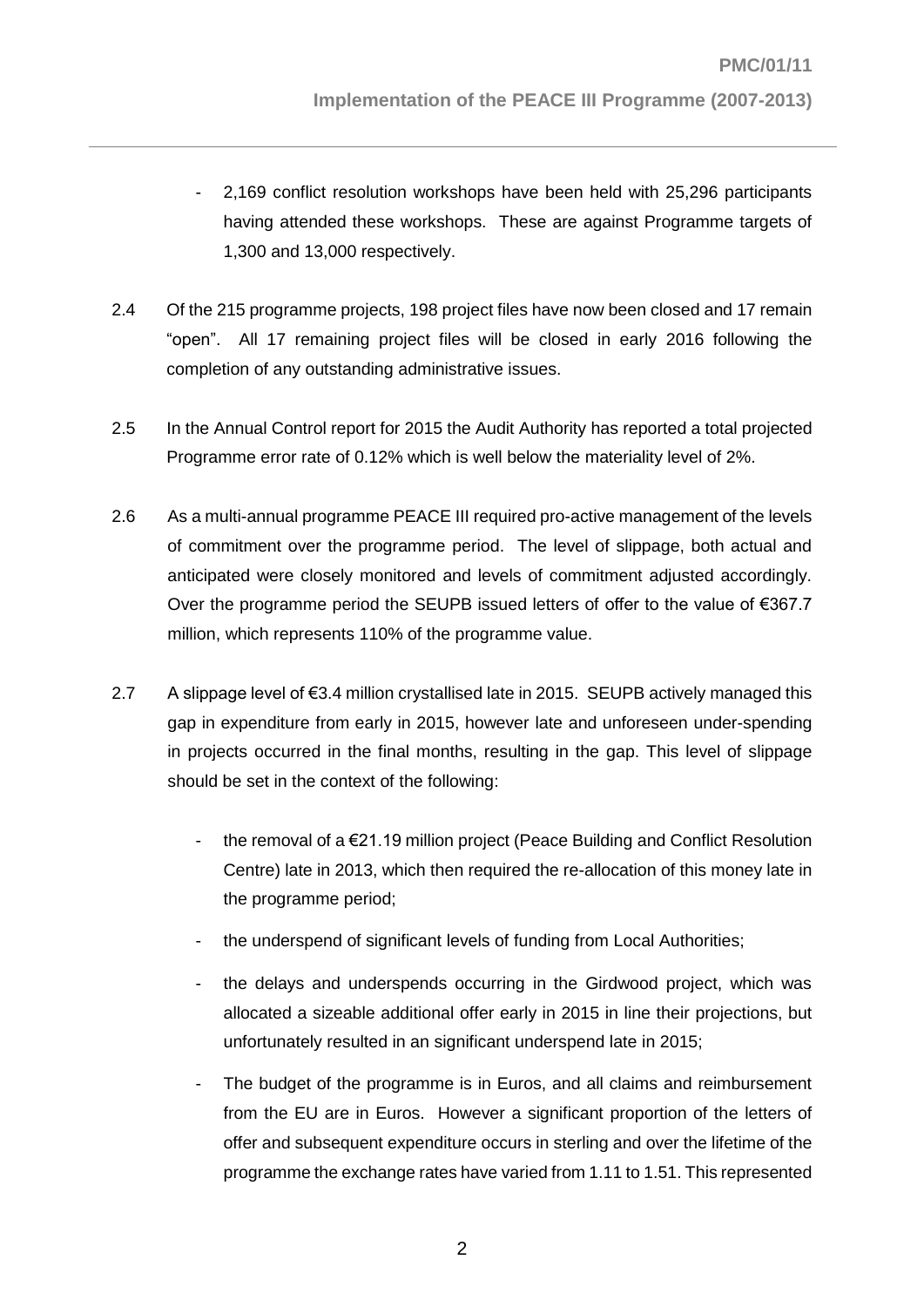- 2,169 conflict resolution workshops have been held with 25,296 participants having attended these workshops. These are against Programme targets of 1,300 and 13,000 respectively.

2.4 Of the 215 programme projects, 198 project files have now been closed and 17 remain "open". All 17 remaining project files will be closed in early 2016 following the completion of any outstanding administrative issues.

2.5 In the Annual Control report for 2015 the Audit Authority has reported a total projected Programme error rate of 0.12% which is well below the materiality level of 2%.

2.6 As a multi-annual programme PEACE III required pro-active management of the levels of commitment over the programme period. The level of slippage, both actual and anticipated were closely monitored and levels of commitment adjusted accordingly. Over the programme period the SEUPB issued letters of offer to the value of €367.7 million, which represents 110% of the programme value.

2.7 A slippage level of €3.4 million crystallised late in 2015. SEUPB actively managed this gap in expenditure from early in 2015, however late and unforeseen under-spending in projects occurred in the final months, resulting in the gap. This level of slippage should be set in the context of the following:

- the removal of a €21.19 million project (Peace Building and Conflict Resolution Centre) late in 2013, which then required the re-allocation of this money late in the programme period;
- the underspend of significant levels of funding from Local Authorities;
- the delays and underspends occurring in the Girdwood project, which was allocated a sizeable additional offer early in 2015 in line their projections, but unfortunately resulted in an significant underspend late in 2015;
- The budget of the programme is in Euros, and all claims and reimbursement from the EU are in Euros. However a significant proportion of the letters of offer and subsequent expenditure occurs in sterling and over the lifetime of the programme the exchange rates have varied from 1.11 to 1.51. This represented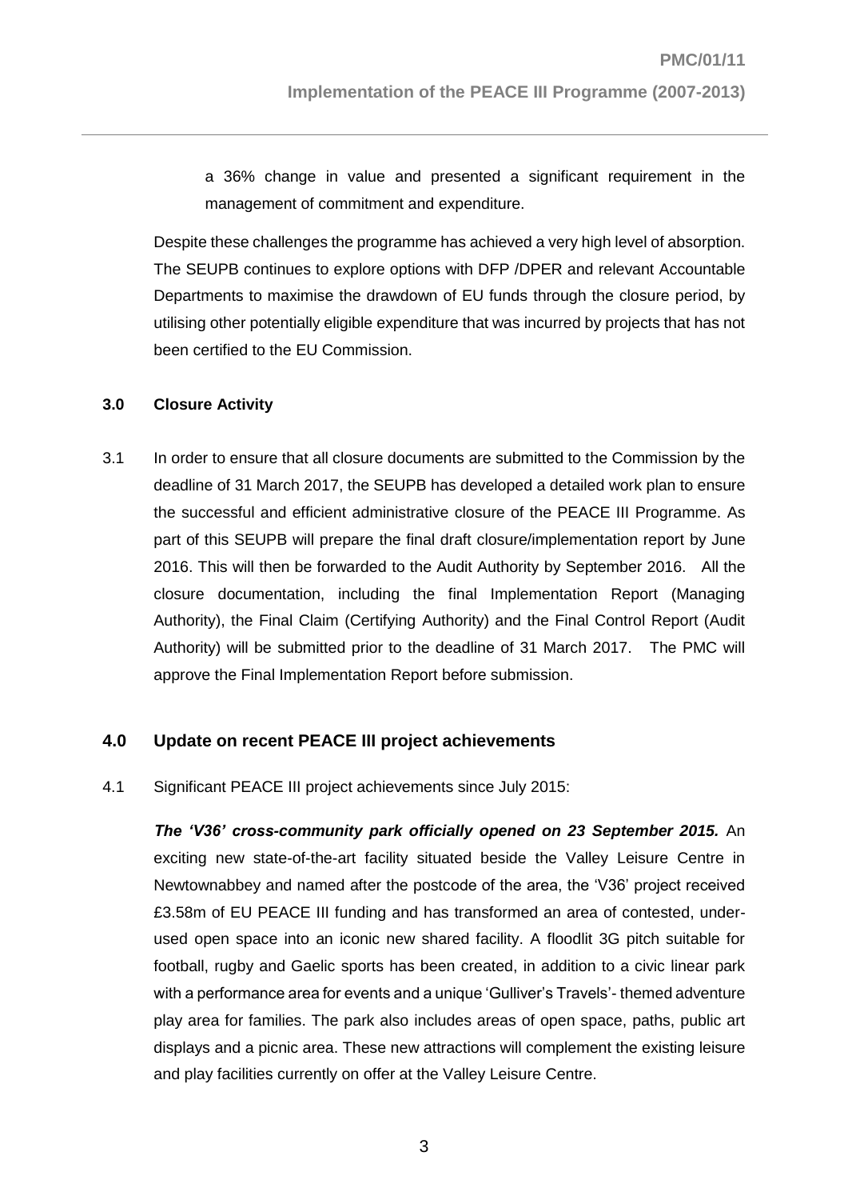a 36% change in value and presented a significant requirement in the management of commitment and expenditure.

Despite these challenges the programme has achieved a very high level of absorption. The SEUPB continues to explore options with DFP /DPER and relevant Accountable Departments to maximise the drawdown of EU funds through the closure period, by utilising other potentially eligible expenditure that was incurred by projects that has not been certified to the EU Commission.

## 3.0 Closure Activity

3.1 In order to ensure that all closure documents are submitted to the Commission by the deadline of 31 March 2017, the SEUPB has developed a detailed work plan to ensure the successful and efficient administrative closure of the PEACE III Programme. As part of this SEUPB will prepare the final draft closure/implementation report by June 2016. This will then be forwarded to the Audit Authority by September 2016. All the closure documentation, including the final Implementation Report (Managing Authority), the Final Claim (Certifying Authority) and the Final Control Report (Audit Authority) will be submitted prior to the deadline of 31 March 2017. The PMC will approve the Final Implementation Report before submission.

## 4.0 Update on recent PEACE III project achievements

4.1 Significant PEACE III project achievements since July 2015:

***The 'V36' cross-community park officially opened on 23 September 2015.*** An exciting new state-of-the-art facility situated beside the Valley Leisure Centre in Newtownabbey and named after the postcode of the area, the 'V36' project received £3.58m of EU PEACE III funding and has transformed an area of contested, under-used open space into an iconic new shared facility. A floodlit 3G pitch suitable for football, rugby and Gaelic sports has been created, in addition to a civic linear park with a performance area for events and a unique 'Gulliver's Travels'- themed adventure play area for families. The park also includes areas of open space, paths, public art displays and a picnic area. These new attractions will complement the existing leisure and play facilities currently on offer at the Valley Leisure Centre.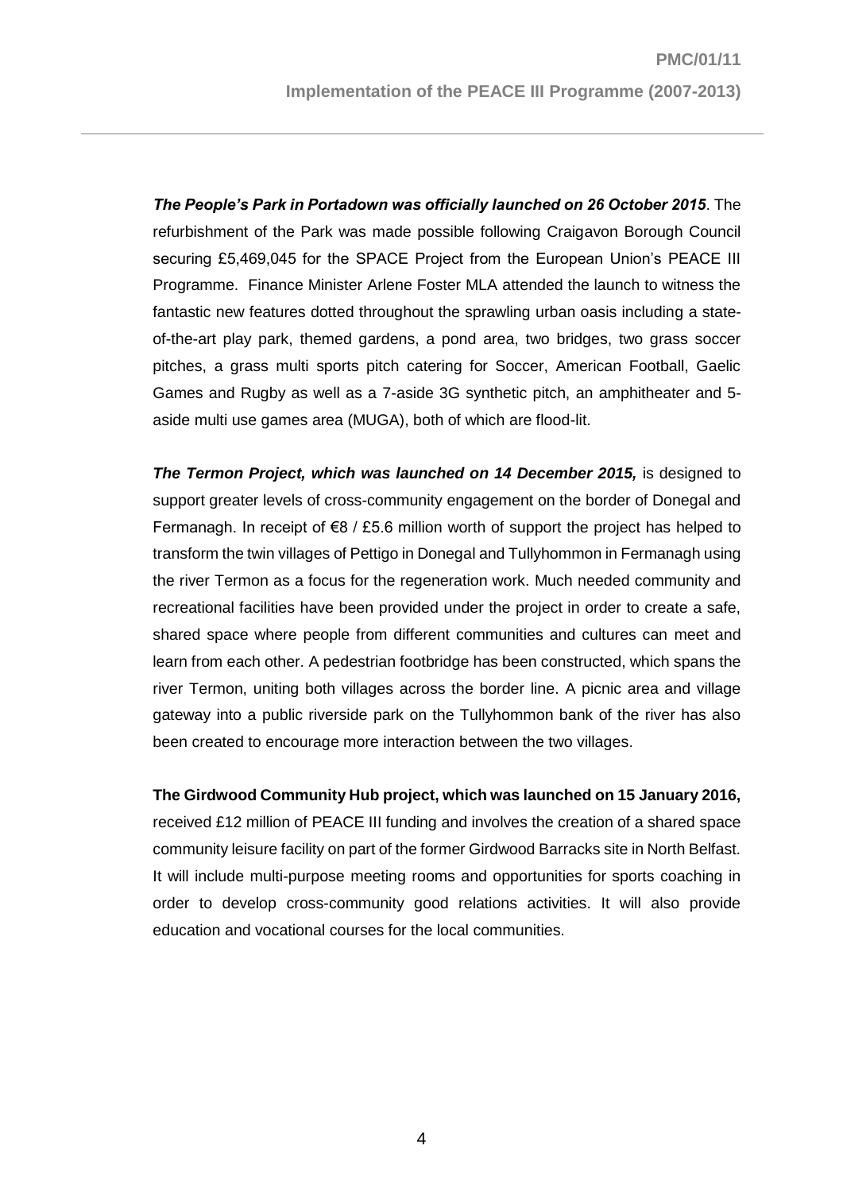***The People's Park in Portadown was officially launched on 26 October 2015***. The refurbishment of the Park was made possible following Craigavon Borough Council securing £5,469,045 for the SPACE Project from the European Union's PEACE III Programme. Finance Minister Arlene Foster MLA attended the launch to witness the fantastic new features dotted throughout the sprawling urban oasis including a state-of-the-art play park, themed gardens, a pond area, two bridges, two grass soccer pitches, a grass multi sports pitch catering for Soccer, American Football, Gaelic Games and Rugby as well as a 7-aside 3G synthetic pitch, an amphitheater and 5-aside multi use games area (MUGA), both of which are flood-lit.

***The Termon Project, which was launched on 14 December 2015,*** is designed to support greater levels of cross-community engagement on the border of Donegal and Fermanagh. In receipt of €8 / £5.6 million worth of support the project has helped to transform the twin villages of Pettigo in Donegal and Tullyhommon in Fermanagh using the river Termon as a focus for the regeneration work. Much needed community and recreational facilities have been provided under the project in order to create a safe, shared space where people from different communities and cultures can meet and learn from each other. A pedestrian footbridge has been constructed, which spans the river Termon, uniting both villages across the border line. A picnic area and village gateway into a public riverside park on the Tullyhommon bank of the river has also been created to encourage more interaction between the two villages.

**The Girdwood Community Hub project, which was launched on 15 January 2016,** received £12 million of PEACE III funding and involves the creation of a shared space community leisure facility on part of the former Girdwood Barracks site in North Belfast. It will include multi-purpose meeting rooms and opportunities for sports coaching in order to develop cross-community good relations activities. It will also provide education and vocational courses for the local communities.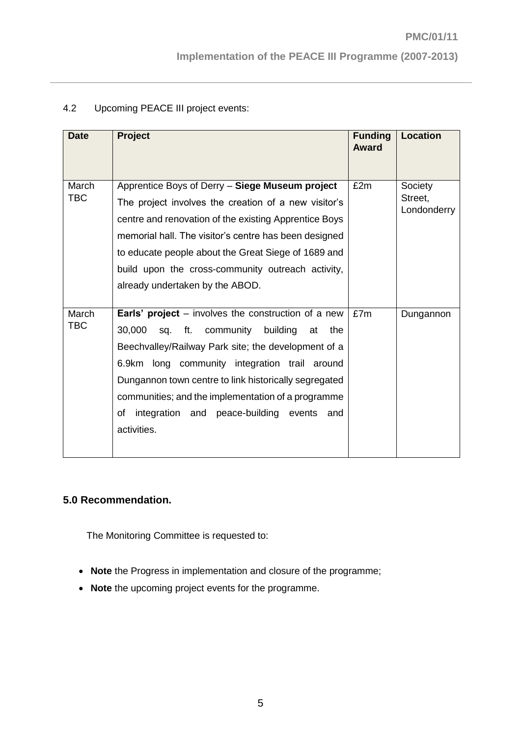4.2 Upcoming PEACE III project events:

| Date | Project | Funding Award | Location |
|---|---|---|---|
| March TBC | Apprentice Boys of Derry – **Siege Museum project** The project involves the creation of a new visitor's centre and renovation of the existing Apprentice Boys memorial hall. The visitor's centre has been designed to educate people about the Great Siege of 1689 and build upon the cross-community outreach activity, already undertaken by the ABOD. | £2m | Society Street, Londonderry |
| March TBC | **Earls' project** – involves the construction of a new 30,000 sq. ft. community building at the Beechvalley/Railway Park site; the development of a 6.9km long community integration trail around Dungannon town centre to link historically segregated communities; and the implementation of a programme of integration and peace-building events and activities. | £7m | Dungannon |

## 5.0 Recommendation.

The Monitoring Committee is requested to:

- **Note** the Progress in implementation and closure of the programme;
- **Note** the upcoming project events for the programme.